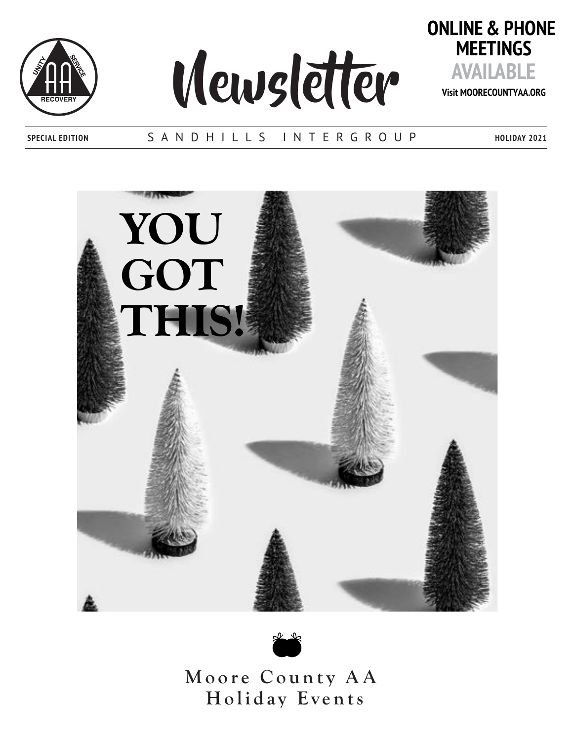# Newsletter

**ONLINE & PHONE MEETINGS AVAILABLE**

**Visit MOORECOUNTYAA.ORG**

**SPECIAL EDITION** — SANDHILLS INTERGROUP — **HOLIDAY 2021**

# YOU GOT THIS!

## Moore County AA Holiday Events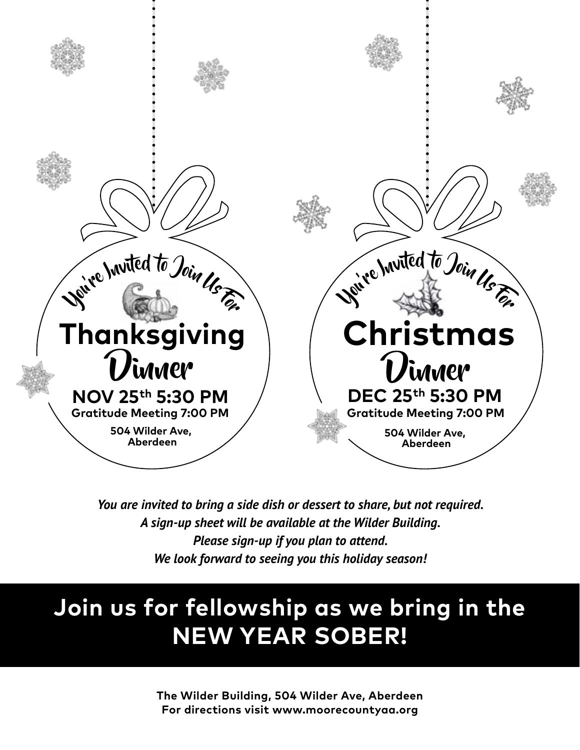You're Invited to Join Us For

## Thanksgiving Dinner

**NOV 25th 5:30 PM**

**Gratitude Meeting 7:00 PM**

**504 Wilder Ave, Aberdeen**

You're Invited to Join Us For

## Christmas Dinner

**DEC 25th 5:30 PM**

**Gratitude Meeting 7:00 PM**

**504 Wilder Ave, Aberdeen**

*You are invited to bring a side dish or dessert to share, but not required.*
*A sign-up sheet will be available at the Wilder Building.*
*Please sign-up if you plan to attend.*
*We look forward to seeing you this holiday season!*

## Join us for fellowship as we bring in the NEW YEAR SOBER!

**The Wilder Building, 504 Wilder Ave, Aberdeen**
**For directions visit www.moorecountyaa.org**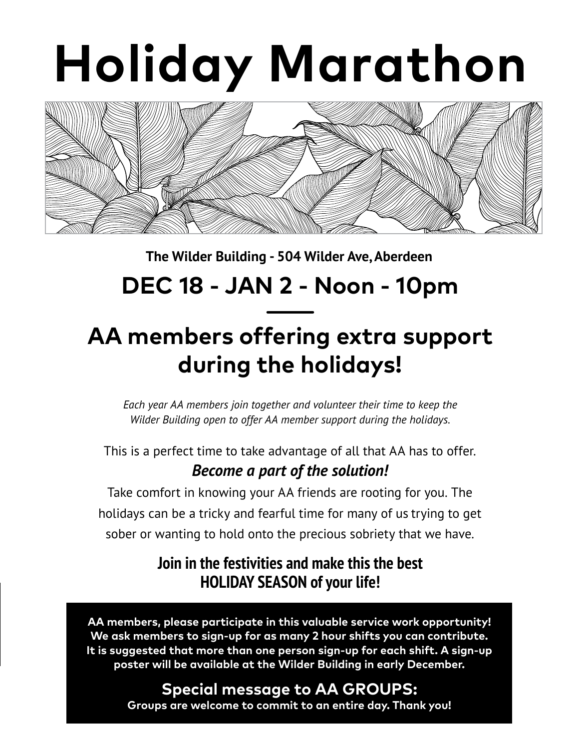# Holiday Marathon

**The Wilder Building - 504 Wilder Ave, Aberdeen**

## DEC 18 - JAN 2 - Noon - 10pm

## AA members offering extra support during the holidays!

*Each year AA members join together and volunteer their time to keep the Wilder Building open to offer AA member support during the holidays.*

This is a perfect time to take advantage of all that AA has to offer.

***Become a part of the solution!***

Take comfort in knowing your AA friends are rooting for you. The holidays can be a tricky and fearful time for many of us trying to get sober or wanting to hold onto the precious sobriety that we have.

**Join in the festivities and make this the best HOLIDAY SEASON of your life!**

**AA members, please participate in this valuable service work opportunity! We ask members to sign-up for as many 2 hour shifts you can contribute. It is suggested that more than one person sign-up for each shift. A sign-up poster will be available at the Wilder Building in early December.**

### Special message to AA GROUPS:

**Groups are welcome to commit to an entire day. Thank you!**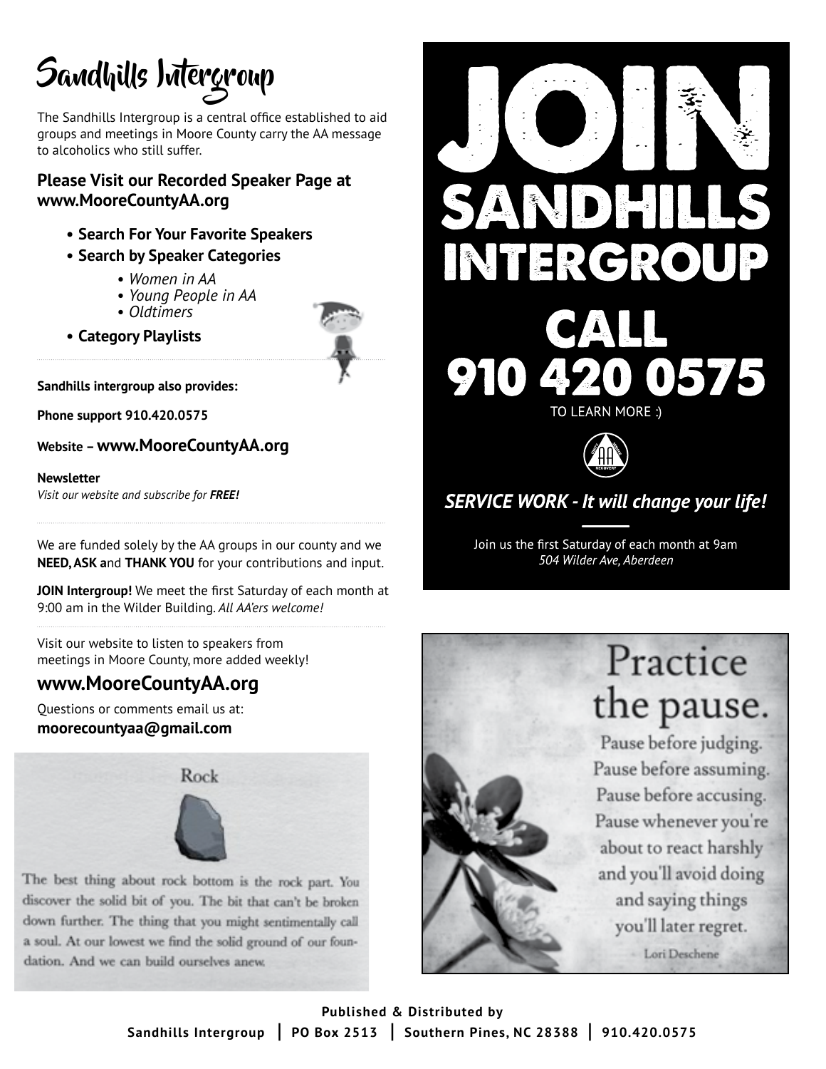# Sandhills Intergroup

The Sandhills Intergroup is a central office established to aid groups and meetings in Moore County carry the AA message to alcoholics who still suffer.

**Please Visit our Recorded Speaker Page at www.MooreCountyAA.org**

- **Search For Your Favorite Speakers**
- **Search by Speaker Categories**
  - *Women in AA*
  - *Young People in AA*
  - *Oldtimers*
- **Category Playlists**

**Sandhills intergroup also provides:**

**Phone support 910.420.0575**

**Website – www.MooreCountyAA.org**

**Newsletter**
*Visit our website and subscribe for **FREE!***

We are funded solely by the AA groups in our county and we **NEED, ASK a**nd **THANK YOU** for your contributions and input.

**JOIN Intergroup!** We meet the first Saturday of each month at 9:00 am in the Wilder Building. *All AA'ers welcome!*

Visit our website to listen to speakers from meetings in Moore County, more added weekly!

## www.MooreCountyAA.org

Questions or comments email us at:
**moorecountyaa@gmail.com**

Rock

The best thing about rock bottom is the rock part. You discover the solid bit of you. The bit that can't be broken down further. The thing that you might sentimentally call a soul. At our lowest we find the solid ground of our foundation. And we can build ourselves anew.

# JOIN SANDHILLS INTERGROUP

## CALL 910 420 0575

TO LEARN MORE :)

***SERVICE WORK - It will change your life!***

Join us the first Saturday of each month at 9am
*504 Wilder Ave, Aberdeen*

Practice the pause.

Pause before judging.
Pause before assuming.
Pause before accusing.
Pause whenever you're about to react harshly and you'll avoid doing and saying things you'll later regret.

Lori Deschene

**Published & Distributed by**
**Sandhills Intergroup | PO Box 2513 | Southern Pines, NC 28388 | 910.420.0575**